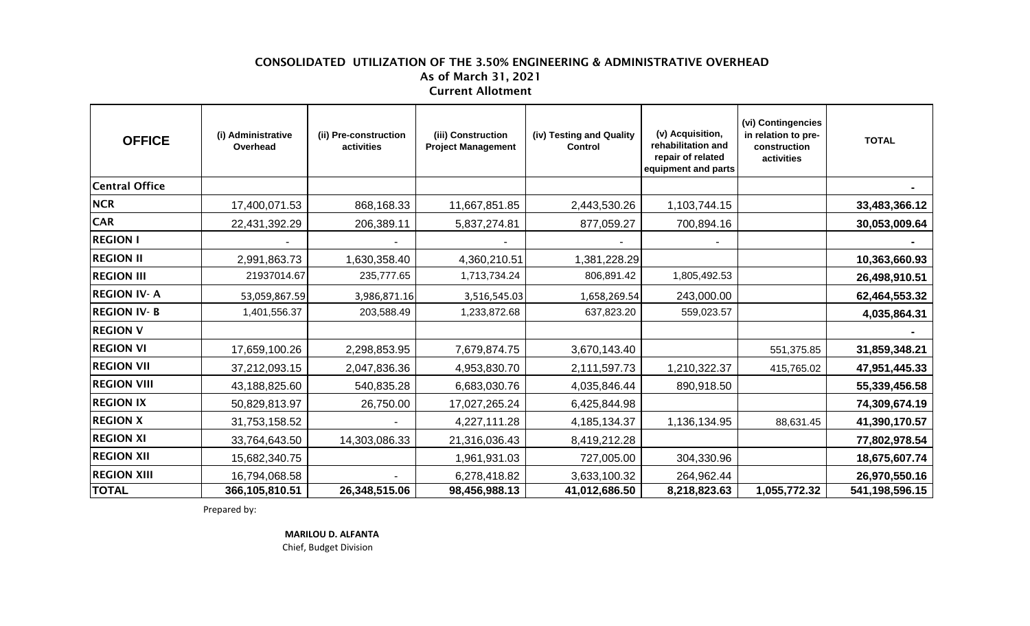# CONSOLIDATED UTILIZATION OF THE 3.50% ENGINEERING & ADMINISTRATIVE OVERHEAD

## As of March 31, 2021

## Current Allotment

| OFFICE | (i) Administrative Overhead | (ii) Pre-construction activities | (iii) Construction Project Management | (iv) Testing and Quality Control | (v) Acquisition, rehabilitation and repair of related equipment and parts | (vi) Contingencies in relation to pre-construction activities | TOTAL |
|---|---|---|---|---|---|---|---|
| Central Office | | | | | | | - |
| NCR | 17,400,071.53 | 868,168.33 | 11,667,851.85 | 2,443,530.26 | 1,103,744.15 | | **33,483,366.12** |
| CAR | 22,431,392.29 | 206,389.11 | 5,837,274.81 | 877,059.27 | 700,894.16 | | **30,053,009.64** |
| REGION I | - | - | - | - | - | | - |
| REGION II | 2,991,863.73 | 1,630,358.40 | 4,360,210.51 | 1,381,228.29 | | | **10,363,660.93** |
| REGION III | 21937014.67 | 235,777.65 | 1,713,734.24 | 806,891.42 | 1,805,492.53 | | **26,498,910.51** |
| REGION IV- A | 53,059,867.59 | 3,986,871.16 | 3,516,545.03 | 1,658,269.54 | 243,000.00 | | **62,464,553.32** |
| REGION IV- B | 1,401,556.37 | 203,588.49 | 1,233,872.68 | 637,823.20 | 559,023.57 | | **4,035,864.31** |
| REGION V | | | | | | | - |
| REGION VI | 17,659,100.26 | 2,298,853.95 | 7,679,874.75 | 3,670,143.40 | | 551,375.85 | **31,859,348.21** |
| REGION VII | 37,212,093.15 | 2,047,836.36 | 4,953,830.70 | 2,111,597.73 | 1,210,322.37 | 415,765.02 | **47,951,445.33** |
| REGION VIII | 43,188,825.60 | 540,835.28 | 6,683,030.76 | 4,035,846.44 | 890,918.50 | | **55,339,456.58** |
| REGION IX | 50,829,813.97 | 26,750.00 | 17,027,265.24 | 6,425,844.98 | | | **74,309,674.19** |
| REGION X | 31,753,158.52 | - | 4,227,111.28 | 4,185,134.37 | 1,136,134.95 | 88,631.45 | **41,390,170.57** |
| REGION XI | 33,764,643.50 | 14,303,086.33 | 21,316,036.43 | 8,419,212.28 | | | **77,802,978.54** |
| REGION XII | 15,682,340.75 | | 1,961,931.03 | 727,005.00 | 304,330.96 | | **18,675,607.74** |
| REGION XIII | 16,794,068.58 | - | 6,278,418.82 | 3,633,100.32 | 264,962.44 | | **26,970,550.16** |
| **TOTAL** | **366,105,810.51** | **26,348,515.06** | **98,456,988.13** | **41,012,686.50** | **8,218,823.63** | **1,055,772.32** | **541,198,596.15** |

Prepared by:

**MARILOU D. ALFANTA**
Chief, Budget Division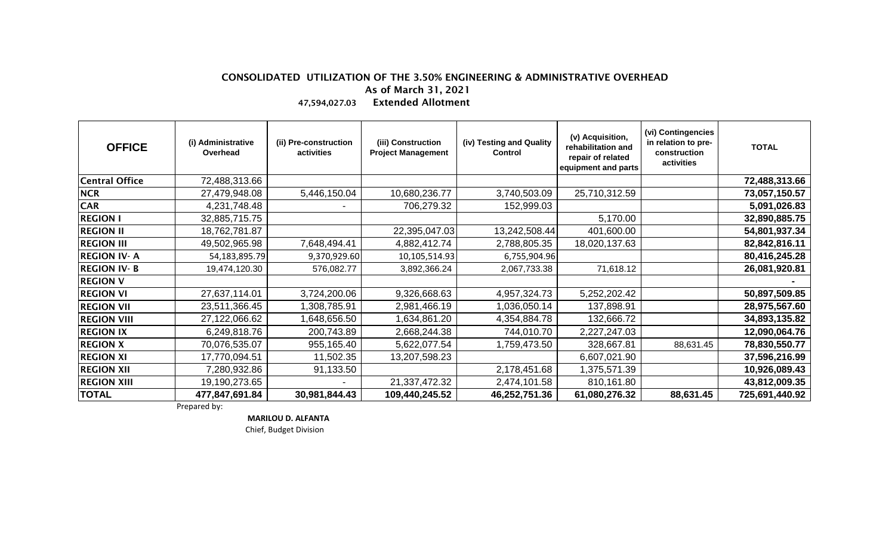## CONSOLIDATED UTILIZATION OF THE 3.50% ENGINEERING & ADMINISTRATIVE OVERHEAD

As of March 31, 2021

47,594,027.03 Extended Allotment

| OFFICE | (i) Administrative Overhead | (ii) Pre-construction activities | (iii) Construction Project Management | (iv) Testing and Quality Control | (v) Acquisition, rehabilitation and repair of related equipment and parts | (vi) Contingencies in relation to pre-construction activities | TOTAL |
|---|---|---|---|---|---|---|---|
| Central Office | 72,488,313.66 | | | | | | **72,488,313.66** |
| NCR | 27,479,948.08 | 5,446,150.04 | 10,680,236.77 | 3,740,503.09 | 25,710,312.59 | | **73,057,150.57** |
| CAR | 4,231,748.48 | - | 706,279.32 | 152,999.03 | | | **5,091,026.83** |
| REGION I | 32,885,715.75 | | | | 5,170.00 | | **32,890,885.75** |
| REGION II | 18,762,781.87 | | 22,395,047.03 | 13,242,508.44 | 401,600.00 | | **54,801,937.34** |
| REGION III | 49,502,965.98 | 7,648,494.41 | 4,882,412.74 | 2,788,805.35 | 18,020,137.63 | | **82,842,816.11** |
| REGION IV- A | 54,183,895.79 | 9,370,929.60 | 10,105,514.93 | 6,755,904.96 | | | **80,416,245.28** |
| REGION IV- B | 19,474,120.30 | 576,082.77 | 3,892,366.24 | 2,067,733.38 | 71,618.12 | | **26,081,920.81** |
| REGION V | | | | | | | **-** |
| REGION VI | 27,637,114.01 | 3,724,200.06 | 9,326,668.63 | 4,957,324.73 | 5,252,202.42 | | **50,897,509.85** |
| REGION VII | 23,511,366.45 | 1,308,785.91 | 2,981,466.19 | 1,036,050.14 | 137,898.91 | | **28,975,567.60** |
| REGION VIII | 27,122,066.62 | 1,648,656.50 | 1,634,861.20 | 4,354,884.78 | 132,666.72 | | **34,893,135.82** |
| REGION IX | 6,249,818.76 | 200,743.89 | 2,668,244.38 | 744,010.70 | 2,227,247.03 | | **12,090,064.76** |
| REGION X | 70,076,535.07 | 955,165.40 | 5,622,077.54 | 1,759,473.50 | 328,667.81 | 88,631.45 | **78,830,550.77** |
| REGION XI | 17,770,094.51 | 11,502.35 | 13,207,598.23 | | 6,607,021.90 | | **37,596,216.99** |
| REGION XII | 7,280,932.86 | 91,133.50 | | 2,178,451.68 | 1,375,571.39 | | **10,926,089.43** |
| REGION XIII | 19,190,273.65 | - | 21,337,472.32 | 2,474,101.58 | 810,161.80 | | **43,812,009.35** |
| **TOTAL** | **477,847,691.84** | **30,981,844.43** | **109,440,245.52** | **46,252,751.36** | **61,080,276.32** | **88,631.45** | **725,691,440.92** |

Prepared by:

**MARILOU D. ALFANTA**
Chief, Budget Division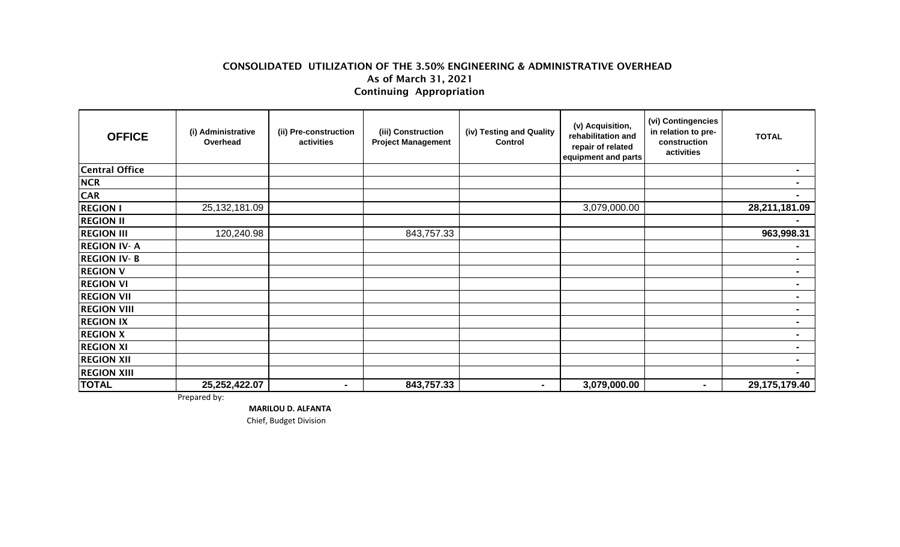**CONSOLIDATED UTILIZATION OF THE 3.50% ENGINEERING & ADMINISTRATIVE OVERHEAD**
**As of March 31, 2021**
**Continuing Appropriation**

| OFFICE | (i) Administrative Overhead | (ii) Pre-construction activities | (iii) Construction Project Management | (iv) Testing and Quality Control | (v) Acquisition, rehabilitation and repair of related equipment and parts | (vi) Contingencies in relation to pre-construction activities | TOTAL |
|---|---|---|---|---|---|---|---|
| Central Office | | | | | | | - |
| NCR | | | | | | | - |
| CAR | | | | | | | - |
| REGION I | 25,132,181.09 | | | | 3,079,000.00 | | 28,211,181.09 |
| REGION II | | | | | | | - |
| REGION III | 120,240.98 | | 843,757.33 | | | | 963,998.31 |
| REGION IV- A | | | | | | | - |
| REGION IV- B | | | | | | | - |
| REGION V | | | | | | | - |
| REGION VI | | | | | | | - |
| REGION VII | | | | | | | - |
| REGION VIII | | | | | | | - |
| REGION IX | | | | | | | - |
| REGION X | | | | | | | - |
| REGION XI | | | | | | | - |
| REGION XII | | | | | | | - |
| REGION XIII | | | | | | | - |
| **TOTAL** | **25,252,422.07** | **-** | **843,757.33** | **-** | **3,079,000.00** | **-** | **29,175,179.40** |

Prepared by:

**MARILOU D. ALFANTA**
Chief, Budget Division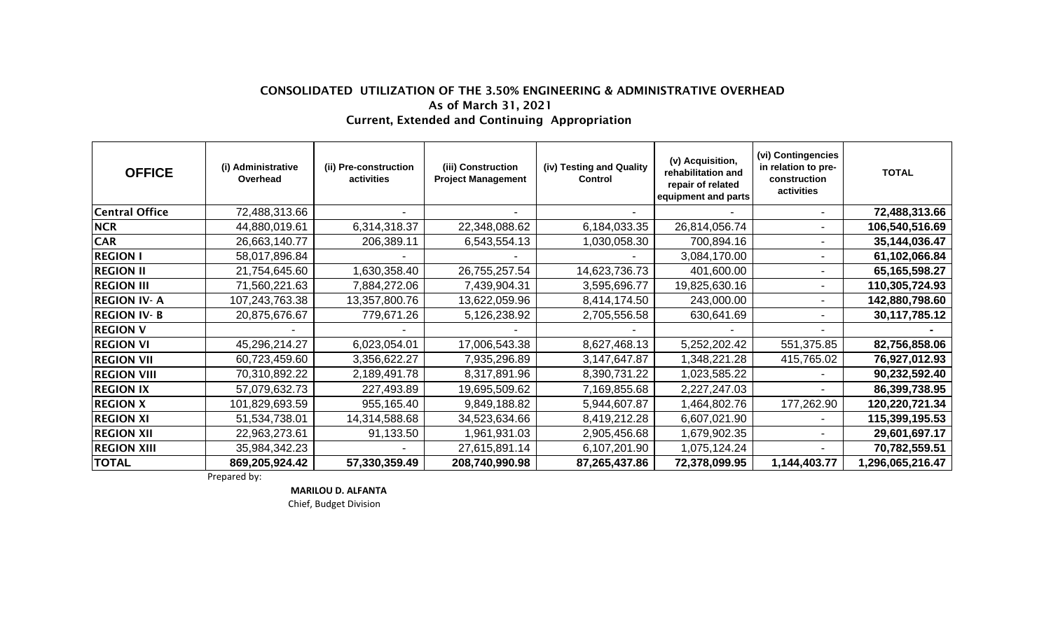**CONSOLIDATED UTILIZATION OF THE 3.50% ENGINEERING & ADMINISTRATIVE OVERHEAD**

**As of March 31, 2021**

**Current, Extended and Continuing Appropriation**

| OFFICE | (i) Administrative Overhead | (ii) Pre-construction activities | (iii) Construction Project Management | (iv) Testing and Quality Control | (v) Acquisition, rehabilitation and repair of related equipment and parts | (vi) Contingencies in relation to pre-construction activities | TOTAL |
|---|---|---|---|---|---|---|---|
| **Central Office** | 72,488,313.66 | - | - | - | - | - | **72,488,313.66** |
| **NCR** | 44,880,019.61 | 6,314,318.37 | 22,348,088.62 | 6,184,033.35 | 26,814,056.74 | - | **106,540,516.69** |
| **CAR** | 26,663,140.77 | 206,389.11 | 6,543,554.13 | 1,030,058.30 | 700,894.16 | - | **35,144,036.47** |
| **REGION I** | 58,017,896.84 | - | - | - | 3,084,170.00 | - | **61,102,066.84** |
| **REGION II** | 21,754,645.60 | 1,630,358.40 | 26,755,257.54 | 14,623,736.73 | 401,600.00 | - | **65,165,598.27** |
| **REGION III** | 71,560,221.63 | 7,884,272.06 | 7,439,904.31 | 3,595,696.77 | 19,825,630.16 | - | **110,305,724.93** |
| **REGION IV- A** | 107,243,763.38 | 13,357,800.76 | 13,622,059.96 | 8,414,174.50 | 243,000.00 | - | **142,880,798.60** |
| **REGION IV- B** | 20,875,676.67 | 779,671.26 | 5,126,238.92 | 2,705,556.58 | 630,641.69 | - | **30,117,785.12** |
| **REGION V** | - | - | - | - | - | - | **-** |
| **REGION VI** | 45,296,214.27 | 6,023,054.01 | 17,006,543.38 | 8,627,468.13 | 5,252,202.42 | 551,375.85 | **82,756,858.06** |
| **REGION VII** | 60,723,459.60 | 3,356,622.27 | 7,935,296.89 | 3,147,647.87 | 1,348,221.28 | 415,765.02 | **76,927,012.93** |
| **REGION VIII** | 70,310,892.22 | 2,189,491.78 | 8,317,891.96 | 8,390,731.22 | 1,023,585.22 | - | **90,232,592.40** |
| **REGION IX** | 57,079,632.73 | 227,493.89 | 19,695,509.62 | 7,169,855.68 | 2,227,247.03 | - | **86,399,738.95** |
| **REGION X** | 101,829,693.59 | 955,165.40 | 9,849,188.82 | 5,944,607.87 | 1,464,802.76 | 177,262.90 | **120,220,721.34** |
| **REGION XI** | 51,534,738.01 | 14,314,588.68 | 34,523,634.66 | 8,419,212.28 | 6,607,021.90 | - | **115,399,195.53** |
| **REGION XII** | 22,963,273.61 | 91,133.50 | 1,961,931.03 | 2,905,456.68 | 1,679,902.35 | - | **29,601,697.17** |
| **REGION XIII** | 35,984,342.23 | - | 27,615,891.14 | 6,107,201.90 | 1,075,124.24 | - | **70,782,559.51** |
| **TOTAL** | **869,205,924.42** | **57,330,359.49** | **208,740,990.98** | **87,265,437.86** | **72,378,099.95** | **1,144,403.77** | **1,296,065,216.47** |

Prepared by:

**MARILOU D. ALFANTA**
Chief, Budget Division